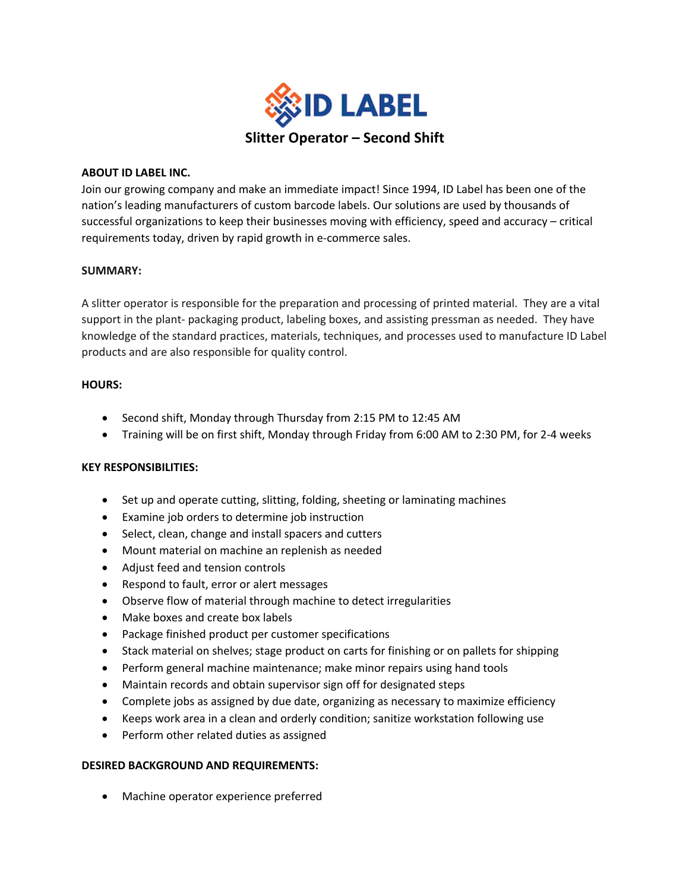# ID LABEL

## Slitter Operator – Second Shift

**ABOUT ID LABEL INC.**

Join our growing company and make an immediate impact! Since 1994, ID Label has been one of the nation's leading manufacturers of custom barcode labels. Our solutions are used by thousands of successful organizations to keep their businesses moving with efficiency, speed and accuracy – critical requirements today, driven by rapid growth in e-commerce sales.

**SUMMARY:**

A slitter operator is responsible for the preparation and processing of printed material. They are a vital support in the plant- packaging product, labeling boxes, and assisting pressman as needed. They have knowledge of the standard practices, materials, techniques, and processes used to manufacture ID Label products and are also responsible for quality control.

**HOURS:**

- Second shift, Monday through Thursday from 2:15 PM to 12:45 AM
- Training will be on first shift, Monday through Friday from 6:00 AM to 2:30 PM, for 2-4 weeks

**KEY RESPONSIBILITIES:**

- Set up and operate cutting, slitting, folding, sheeting or laminating machines
- Examine job orders to determine job instruction
- Select, clean, change and install spacers and cutters
- Mount material on machine an replenish as needed
- Adjust feed and tension controls
- Respond to fault, error or alert messages
- Observe flow of material through machine to detect irregularities
- Make boxes and create box labels
- Package finished product per customer specifications
- Stack material on shelves; stage product on carts for finishing or on pallets for shipping
- Perform general machine maintenance; make minor repairs using hand tools
- Maintain records and obtain supervisor sign off for designated steps
- Complete jobs as assigned by due date, organizing as necessary to maximize efficiency
- Keeps work area in a clean and orderly condition; sanitize workstation following use
- Perform other related duties as assigned

**DESIRED BACKGROUND AND REQUIREMENTS:**

- Machine operator experience preferred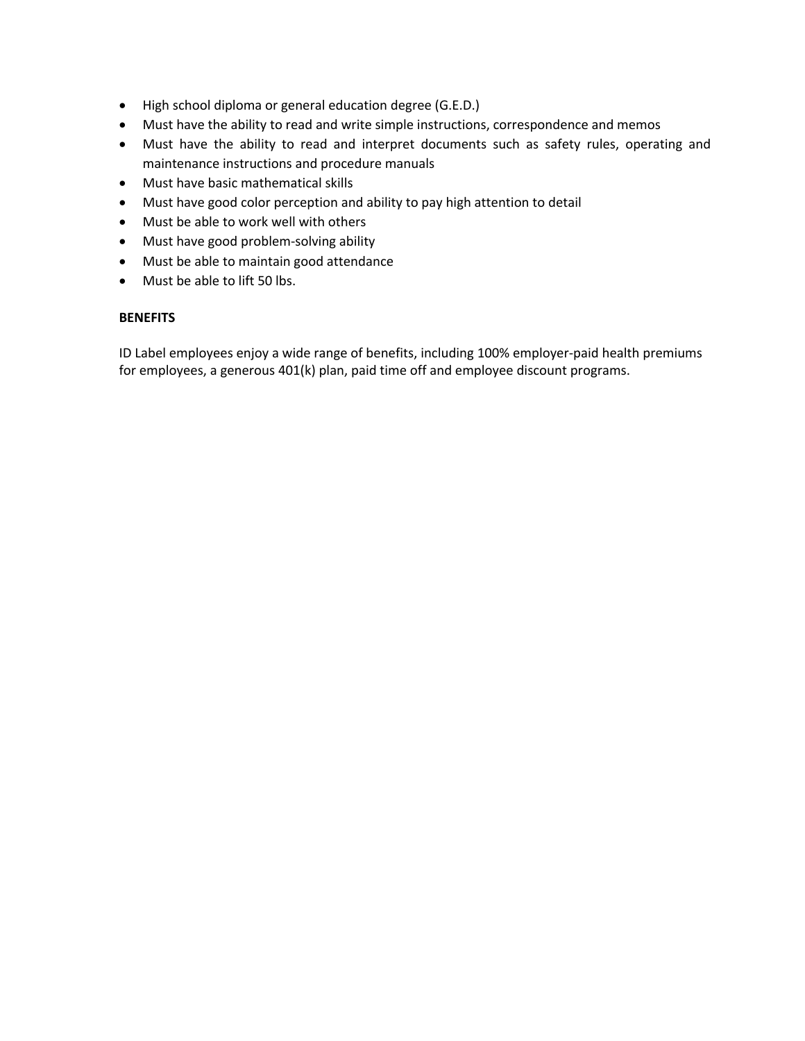- High school diploma or general education degree (G.E.D.)
- Must have the ability to read and write simple instructions, correspondence and memos
- Must have the ability to read and interpret documents such as safety rules, operating and maintenance instructions and procedure manuals
- Must have basic mathematical skills
- Must have good color perception and ability to pay high attention to detail
- Must be able to work well with others
- Must have good problem-solving ability
- Must be able to maintain good attendance
- Must be able to lift 50 lbs.

**BENEFITS**

ID Label employees enjoy a wide range of benefits, including 100% employer-paid health premiums for employees, a generous 401(k) plan, paid time off and employee discount programs.